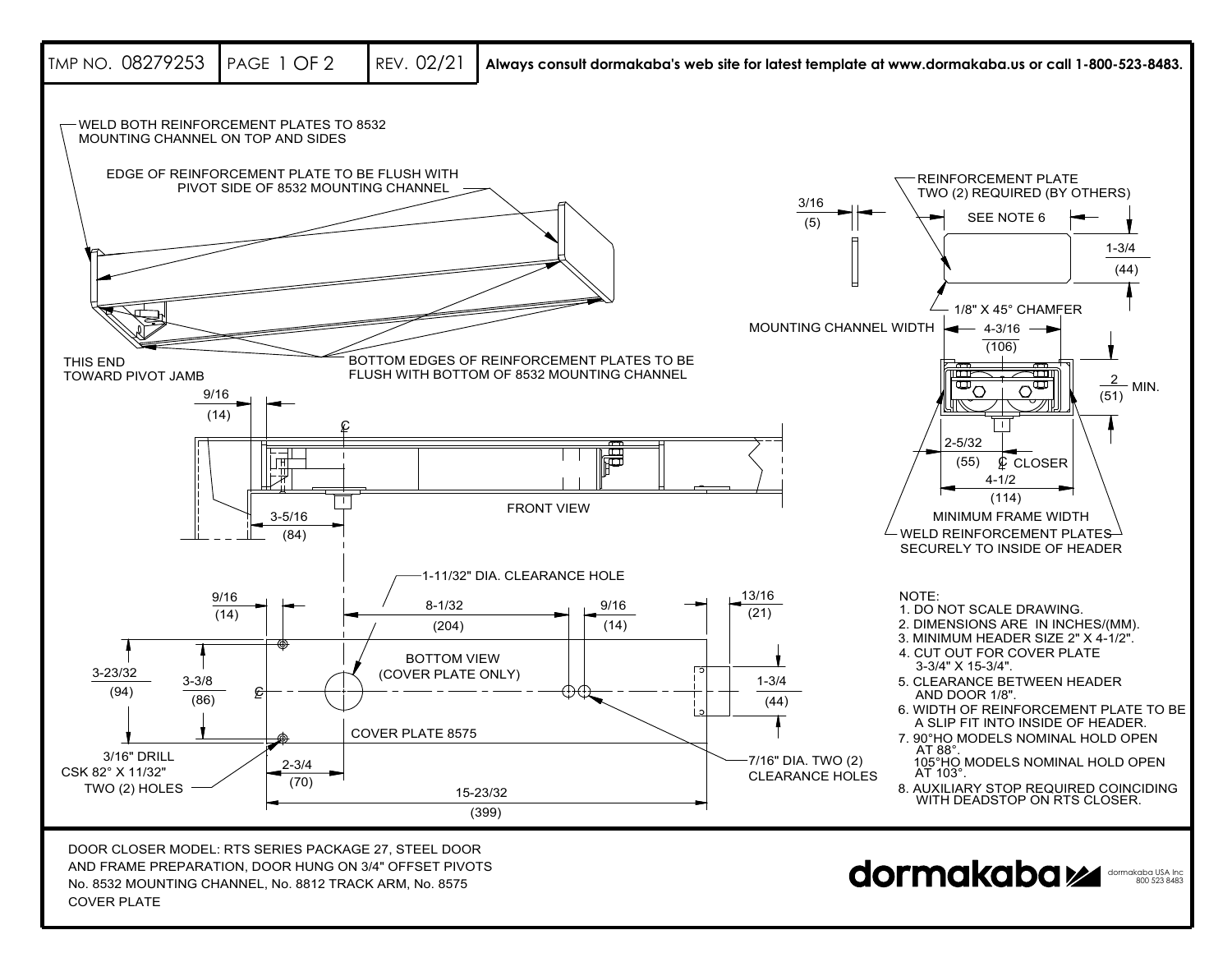TMP NO. 08279253 | PAGE 1 OF 2 | REV. 02/21 | **Always consult dormakaba's web site for latest template at www.dormakaba.us or call 1-800-523-8483.**

WELD BOTH REINFORCEMENT PLATES TO 8532 MOUNTING CHANNEL ON TOP AND SIDES

EDGE OF REINFORCEMENT PLATE TO BE FLUSH WITH PIVOT SIDE OF 8532 MOUNTING CHANNEL

THIS END TOWARD PIVOT JAMB

BOTTOM EDGES OF REINFORCEMENT PLATES TO BE FLUSH WITH BOTTOM OF 8532 MOUNTING CHANNEL

REINFORCEMENT PLATE TWO (2) REQUIRED (BY OTHERS)

3/16 (5)

SEE NOTE 6

1-3/4 (44)

1/8" X 45° CHAMFER

MOUNTING CHANNEL WIDTH 4-3/16 (106)

2 (51) MIN.

2-5/32 (55) ℄ CLOSER

4-1/2 (114)

MINIMUM FRAME WIDTH

WELD REINFORCEMENT PLATES SECURELY TO INSIDE OF HEADER

9/16 (14)

℄

3-5/16 (84)

FRONT VIEW

1-11/32" DIA. CLEARANCE HOLE

9/16 (14)

8-1/32 (204)

9/16 (14)

13/16 (21)

BOTTOM VIEW (COVER PLATE ONLY)

3-23/32 (94)

3-3/8 (86)

℄

1-3/4 (44)

COVER PLATE 8575

3/16" DRILL CSK 82° X 11/32" TWO (2) HOLES

2-3/4 (70)

15-23/32 (399)

7/16" DIA. TWO (2) CLEARANCE HOLES

NOTE:
1. DO NOT SCALE DRAWING.
2. DIMENSIONS ARE IN INCHES/(MM).
3. MINIMUM HEADER SIZE 2" X 4-1/2".
4. CUT OUT FOR COVER PLATE 3-3/4" X 15-3/4".
5. CLEARANCE BETWEEN HEADER AND DOOR 1/8".
6. WIDTH OF REINFORCEMENT PLATE TO BE A SLIP FIT INTO INSIDE OF HEADER.
7. 90°HO MODELS NOMINAL HOLD OPEN AT 88°. 105°HO MODELS NOMINAL HOLD OPEN AT 103°.
8. AUXILIARY STOP REQUIRED COINCIDING WITH DEADSTOP ON RTS CLOSER.

DOOR CLOSER MODEL: RTS SERIES PACKAGE 27, STEEL DOOR AND FRAME PREPARATION, DOOR HUNG ON 3/4" OFFSET PIVOTS No. 8532 MOUNTING CHANNEL, No. 8812 TRACK ARM, No. 8575 COVER PLATE

dormakaba — dormakaba USA Inc 800 523 8483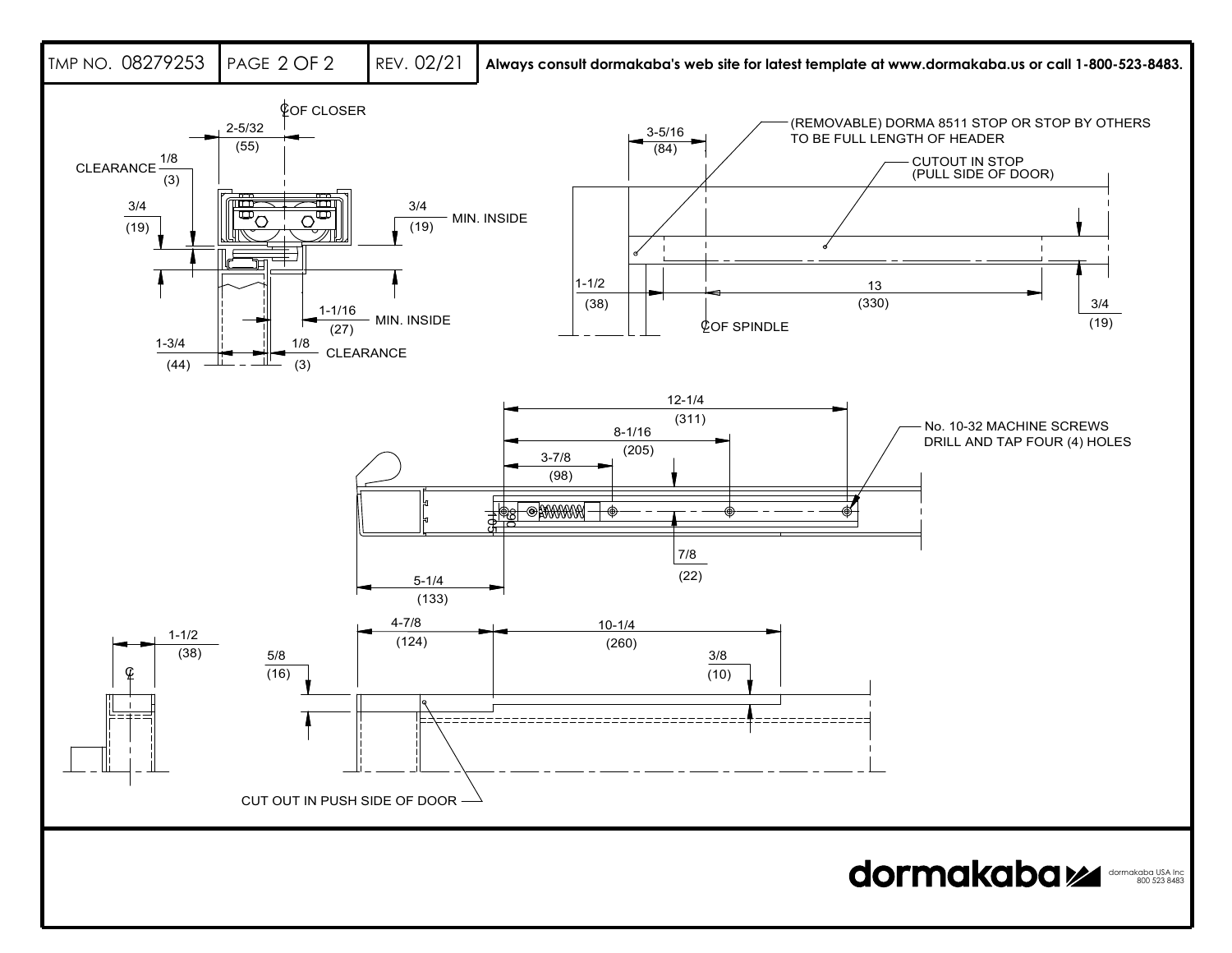TMP NO. 08279253 | REV. 02/21 | **Always consult dormakaba's web site for latest template at www.dormakaba.us or call 1-800-523-8483.**

℄ OF CLOSER

2-5/32
(55)

CLEARANCE 1/8
(3)

3/4
(19)

3/4
(19) MIN. INSIDE

1-1/16
(27) MIN. INSIDE

1-3/4
(44)

1/8
(3) CLEARANCE

3-5/16
(84)

(REMOVABLE) DORMA 8511 STOP OR STOP BY OTHERS TO BE FULL LENGTH OF HEADER

CUTOUT IN STOP (PULL SIDE OF DOOR)

1-1/2
(38)

13
(330)

3/4
(19)

℄ OF SPINDLE

12-1/4
(311)

8-1/16
(205)

3-7/8
(98)

No. 10-32 MACHINE SCREWS DRILL AND TAP FOUR (4) HOLES

105

90

7/8
(22)

5-1/4
(133)

1-1/2
(38)

℄

4-7/8
(124)

10-1/4
(260)

5/8
(16)

3/8
(10)

CUT OUT IN PUSH SIDE OF DOOR

dormakaba

dormakaba USA Inc
800 523 8483